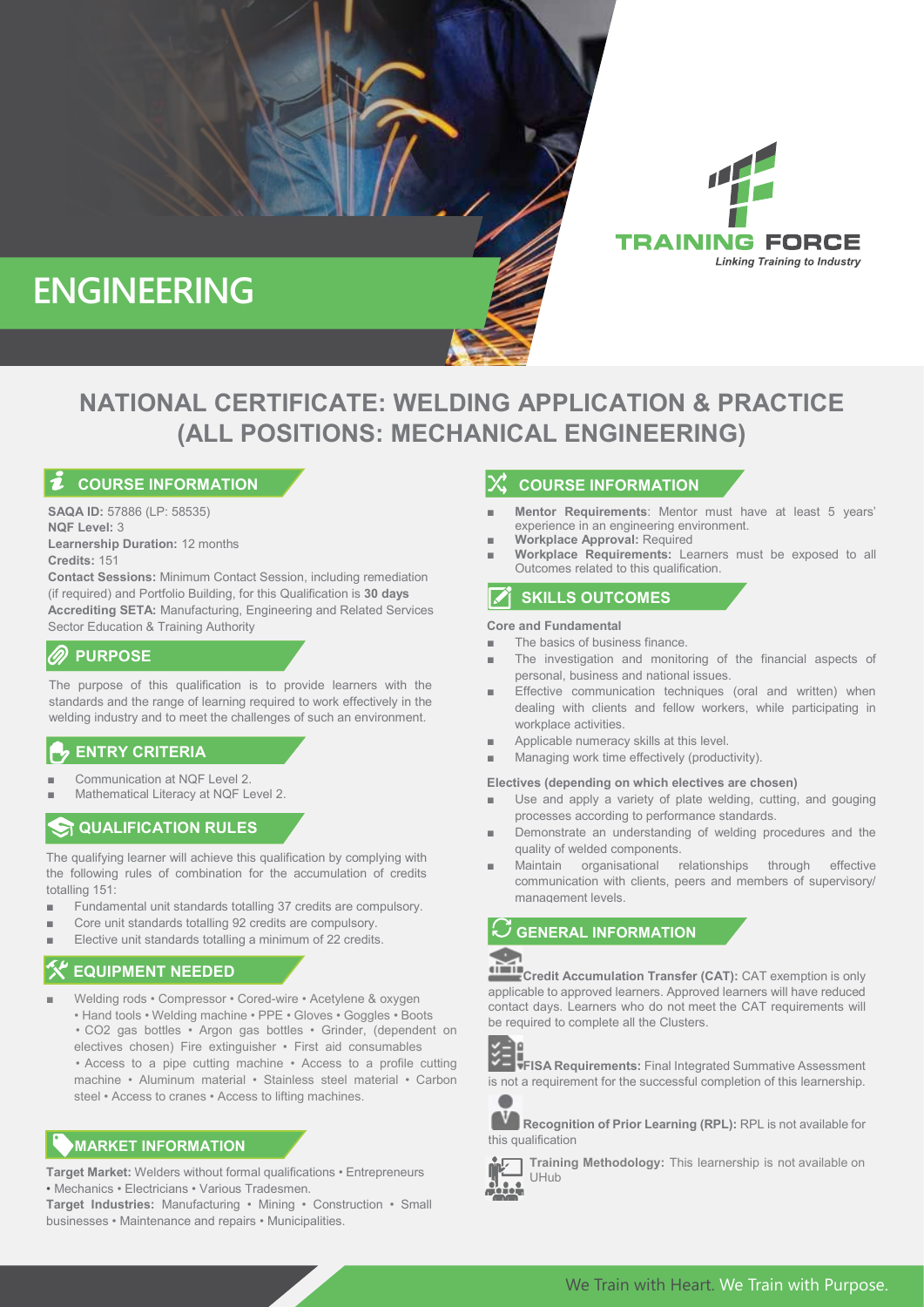# ENGINEERING

TRAINING FORCE
*Linking Training to Industry*

## NATIONAL CERTIFICATE: WELDING APPLICATION & PRACTICE (ALL POSITIONS: MECHANICAL ENGINEERING)

### COURSE INFORMATION

**SAQA ID:** 57886 (LP: 58535)
**NQF Level:** 3
**Learnership Duration:** 12 months
**Credits:** 151
**Contact Sessions:** Minimum Contact Session, including remediation (if required) and Portfolio Building, for this Qualification is **30 days**
**Accrediting SETA:** Manufacturing, Engineering and Related Services Sector Education & Training Authority

### PURPOSE

The purpose of this qualification is to provide learners with the standards and the range of learning required to work effectively in the welding industry and to meet the challenges of such an environment.

### ENTRY CRITERIA

- Communication at NQF Level 2.
- Mathematical Literacy at NQF Level 2.

### QUALIFICATION RULES

The qualifying learner will achieve this qualification by complying with the following rules of combination for the accumulation of credits totalling 151:

- Fundamental unit standards totalling 37 credits are compulsory.
- Core unit standards totalling 92 credits are compulsory.
- Elective unit standards totalling a minimum of 22 credits.

### EQUIPMENT NEEDED

- Welding rods • Compressor • Cored-wire • Acetylene & oxygen • Hand tools • Welding machine • PPE • Gloves • Goggles • Boots • $CO_2$ gas bottles • Argon gas bottles • Grinder, (dependent on electives chosen) Fire extinguisher • First aid consumables • Access to a pipe cutting machine • Access to a profile cutting machine • Aluminum material • Stainless steel material • Carbon steel • Access to cranes • Access to lifting machines.

### MARKET INFORMATION

**Target Market:** Welders without formal qualifications • Entrepreneurs • Mechanics • Electricians • Various Tradesmen.
**Target Industries:** Manufacturing • Mining • Construction • Small businesses • Maintenance and repairs • Municipalities.

### COURSE INFORMATION

- **Mentor Requirements**: Mentor must have at least 5 years' experience in an engineering environment.
- **Workplace Approval:** Required
- **Workplace Requirements:** Learners must be exposed to all Outcomes related to this qualification.

### SKILLS OUTCOMES

**Core and Fundamental**

- The basics of business finance.
- The investigation and monitoring of the financial aspects of personal, business and national issues.
- Effective communication techniques (oral and written) when dealing with clients and fellow workers, while participating in workplace activities.
- Applicable numeracy skills at this level.
- Managing work time effectively (productivity).

**Electives (depending on which electives are chosen)**

- Use and apply a variety of plate welding, cutting, and gouging processes according to performance standards.
- Demonstrate an understanding of welding procedures and the quality of welded components.
- Maintain organisational relationships through effective communication with clients, peers and members of supervisory/ management levels.

### GENERAL INFORMATION

**Credit Accumulation Transfer (CAT):** CAT exemption is only applicable to approved learners. Approved learners will have reduced contact days. Learners who do not meet the CAT requirements will be required to complete all the Clusters.

**FISA Requirements:** Final Integrated Summative Assessment is not a requirement for the successful completion of this learnership.

**Recognition of Prior Learning (RPL):** RPL is not available for this qualification

**Training Methodology:** This learnership is not available on UHub

We Train with Heart. We Train with Purpose.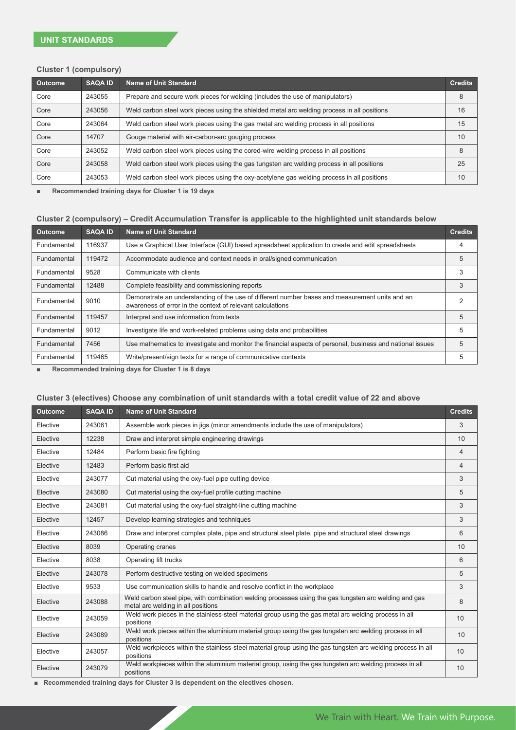## UNIT STANDARDS

### Cluster 1 (compulsory)

| Outcome | SAQA ID | Name of Unit Standard | Credits |
|---|---|---|---|
| Core | 243055 | Prepare and secure work pieces for welding (includes the use of manipulators) | 8 |
| Core | 243056 | Weld carbon steel work pieces using the shielded metal arc welding process in all positions | 16 |
| Core | 243064 | Weld carbon steel work pieces using the gas metal arc welding process in all positions | 15 |
| Core | 14707 | Gouge material with air-carbon-arc gouging process | 10 |
| Core | 243052 | Weld carbon steel work pieces using the cored-wire welding process in all positions | 8 |
| Core | 243058 | Weld carbon steel work pieces using the gas tungsten arc welding process in all positions | 25 |
| Core | 243053 | Weld carbon steel work pieces using the oxy-acetylene gas welding process in all positions | 10 |

- **Recommended training days for Cluster 1 is 19 days**

### Cluster 2 (compulsory) – Credit Accumulation Transfer is applicable to the highlighted unit standards below

| Outcome | SAQA ID | Name of Unit Standard | Credits |
|---|---|---|---|
| Fundamental | 116937 | Use a Graphical User Interface (GUI) based spreadsheet application to create and edit spreadsheets | 4 |
| Fundamental | 119472 | Accommodate audience and context needs in oral/signed communication | 5 |
| Fundamental | 9528 | Communicate with clients | 3 |
| Fundamental | 12488 | Complete feasibility and commissioning reports | 3 |
| Fundamental | 9010 | Demonstrate an understanding of the use of different number bases and measurement units and an awareness of error in the context of relevant calculations | 2 |
| Fundamental | 119457 | Interpret and use information from texts | 5 |
| Fundamental | 9012 | Investigate life and work-related problems using data and probabilities | 5 |
| Fundamental | 7456 | Use mathematics to investigate and monitor the financial aspects of personal, business and national issues | 5 |
| Fundamental | 119465 | Write/present/sign texts for a range of communicative contexts | 5 |

- **Recommended training days for Cluster 1 is 8 days**

### Cluster 3 (electives) Choose any combination of unit standards with a total credit value of 22 and above

| Outcome | SAQA ID | Name of Unit Standard | Credits |
|---|---|---|---|
| Elective | 243061 | Assemble work pieces in jigs (minor amendments include the use of manipulators) | 3 |
| Elective | 12238 | Draw and interpret simple engineering drawings | 10 |
| Elective | 12484 | Perform basic fire fighting | 4 |
| Elective | 12483 | Perform basic first aid | 4 |
| Elective | 243077 | Cut material using the oxy-fuel pipe cutting device | 3 |
| Elective | 243080 | Cut material using the oxy-fuel profile cutting machine | 5 |
| Elective | 243081 | Cut material using the oxy-fuel straight-line cutting machine | 3 |
| Elective | 12457 | Develop learning strategies and techniques | 3 |
| Elective | 243086 | Draw and interpret complex plate, pipe and structural steel plate, pipe and structural steel drawings | 6 |
| Elective | 8039 | Operating cranes | 10 |
| Elective | 8038 | Operating lift trucks | 6 |
| Elective | 243078 | Perform destructive testing on welded specimens | 5 |
| Elective | 9533 | Use communication skills to handle and resolve conflict in the workplace | 3 |
| Elective | 243088 | Weld carbon steel pipe, with combination welding processes using the gas tungsten arc welding and gas metal arc welding in all positions | 8 |
| Elective | 243059 | Weld work pieces in the stainless-steel material group using the gas metal arc welding process in all positions | 10 |
| Elective | 243089 | Weld work pieces within the aluminium material group using the gas tungsten arc welding process in all positions | 10 |
| Elective | 243057 | Weld workpieces within the stainless-steel material group using the gas tungsten arc welding process in all positions | 10 |
| Elective | 243079 | Weld workpieces within the aluminium material group, using the gas tungsten arc welding process in all positions | 10 |

- **Recommended training days for Cluster 3 is dependent on the electives chosen.**

We Train with Heart. We Train with Purpose.